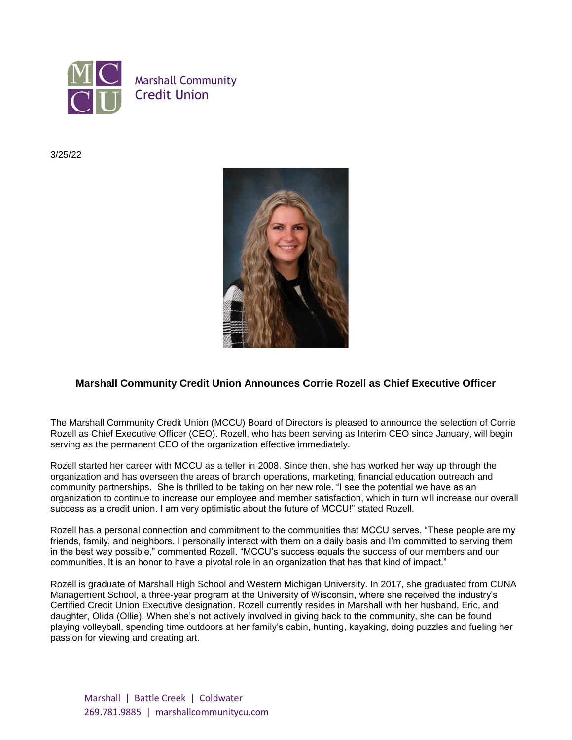Marshall Community Credit Union

3/25/22

## Marshall Community Credit Union Announces Corrie Rozell as Chief Executive Officer

The Marshall Community Credit Union (MCCU) Board of Directors is pleased to announce the selection of Corrie Rozell as Chief Executive Officer (CEO). Rozell, who has been serving as Interim CEO since January, will begin serving as the permanent CEO of the organization effective immediately.

Rozell started her career with MCCU as a teller in 2008. Since then, she has worked her way up through the organization and has overseen the areas of branch operations, marketing, financial education outreach and community partnerships. She is thrilled to be taking on her new role. "I see the potential we have as an organization to continue to increase our employee and member satisfaction, which in turn will increase our overall success as a credit union. I am very optimistic about the future of MCCU!" stated Rozell.

Rozell has a personal connection and commitment to the communities that MCCU serves. "These people are my friends, family, and neighbors. I personally interact with them on a daily basis and I'm committed to serving them in the best way possible," commented Rozell. "MCCU's success equals the success of our members and our communities. It is an honor to have a pivotal role in an organization that has that kind of impact."

Rozell is graduate of Marshall High School and Western Michigan University. In 2017, she graduated from CUNA Management School, a three-year program at the University of Wisconsin, where she received the industry's Certified Credit Union Executive designation. Rozell currently resides in Marshall with her husband, Eric, and daughter, Olida (Ollie). When she's not actively involved in giving back to the community, she can be found playing volleyball, spending time outdoors at her family's cabin, hunting, kayaking, doing puzzles and fueling her passion for viewing and creating art.

Marshall | Battle Creek | Coldwater
269.781.9885 | marshallcommunitycu.com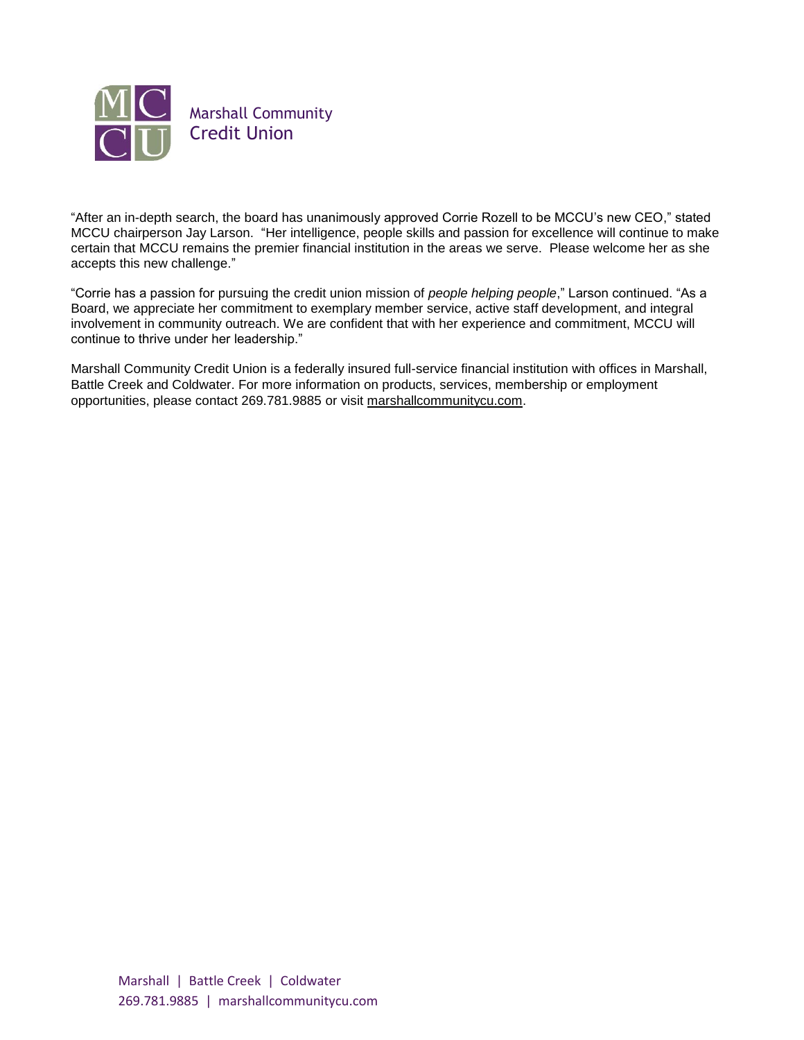Marshall Community Credit Union

"After an in-depth search, the board has unanimously approved Corrie Rozell to be MCCU's new CEO," stated MCCU chairperson Jay Larson. "Her intelligence, people skills and passion for excellence will continue to make certain that MCCU remains the premier financial institution in the areas we serve. Please welcome her as she accepts this new challenge."

"Corrie has a passion for pursuing the credit union mission of *people helping people*," Larson continued. "As a Board, we appreciate her commitment to exemplary member service, active staff development, and integral involvement in community outreach. We are confident that with her experience and commitment, MCCU will continue to thrive under her leadership."

Marshall Community Credit Union is a federally insured full-service financial institution with offices in Marshall, Battle Creek and Coldwater. For more information on products, services, membership or employment opportunities, please contact 269.781.9885 or visit marshallcommunitycu.com.